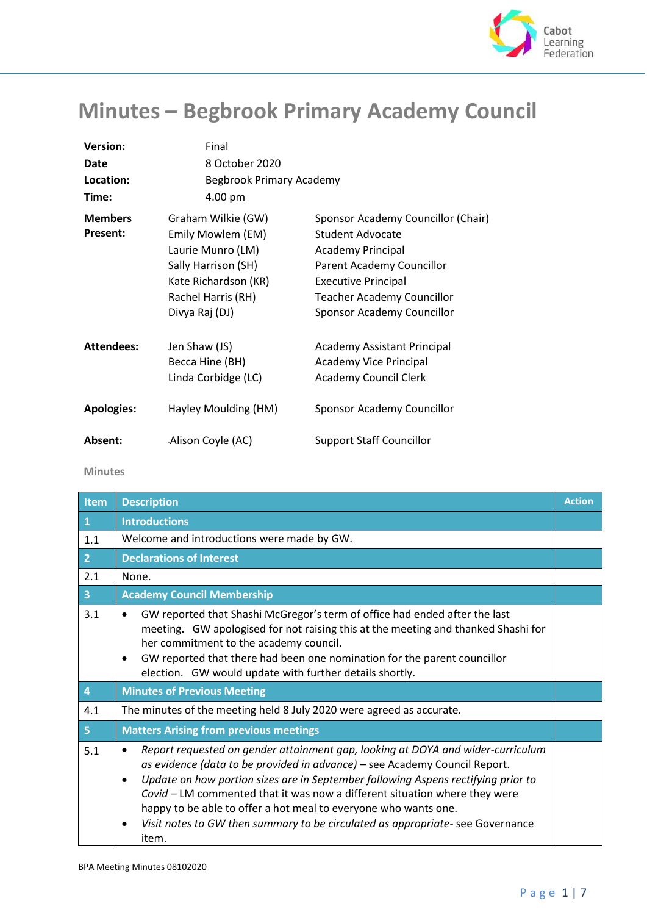# Minutes – Begbrook Primary Academy Council

| | | |
|---|---|---|
| **Version:** | Final | |
| **Date** | 8 October 2020 | |
| **Location:** | Begbrook Primary Academy | |
| **Time:** | 4.00 pm | |
| **Members Present:** | Graham Wilkie (GW) | Sponsor Academy Councillor (Chair) |
| | Emily Mowlem (EM) | Student Advocate |
| | Laurie Munro (LM) | Academy Principal |
| | Sally Harrison (SH) | Parent Academy Councillor |
| | Kate Richardson (KR) | Executive Principal |
| | Rachel Harris (RH) | Teacher Academy Councillor |
| | Divya Raj (DJ) | Sponsor Academy Councillor |
| **Attendees:** | Jen Shaw (JS) | Academy Assistant Principal |
| | Becca Hine (BH) | Academy Vice Principal |
| | Linda Corbidge (LC) | Academy Council Clerk |
| **Apologies:** | Hayley Moulding (HM) | Sponsor Academy Councillor |
| **Absent:** | Alison Coyle (AC) | Support Staff Councillor |

Minutes

| Item | Description | Action |
|---|---|---|
| **1** | **Introductions** | |
| 1.1 | Welcome and introductions were made by GW. | |
| **2** | **Declarations of Interest** | |
| 2.1 | None. | |
| **3** | **Academy Council Membership** | |
| 3.1 | • GW reported that Shashi McGregor's term of office had ended after the last meeting. GW apologised for not raising this at the meeting and thanked Shashi for her commitment to the academy council.<br>• GW reported that there had been one nomination for the parent councillor election. GW would update with further details shortly. | |
| **4** | **Minutes of Previous Meeting** | |
| 4.1 | The minutes of the meeting held 8 July 2020 were agreed as accurate. | |
| **5** | **Matters Arising from previous meetings** | |
| 5.1 | • *Report requested on gender attainment gap, looking at DOYA and wider-curriculum as evidence (data to be provided in advance)* – see Academy Council Report.<br>• *Update on how portion sizes are in September following Aspens rectifying prior to Covid* – LM commented that it was now a different situation where they were happy to be able to offer a hot meal to everyone who wants one.<br>• *Visit notes to GW then summary to be circulated as appropriate*- see Governance item. | |

BPA Meeting Minutes 08102020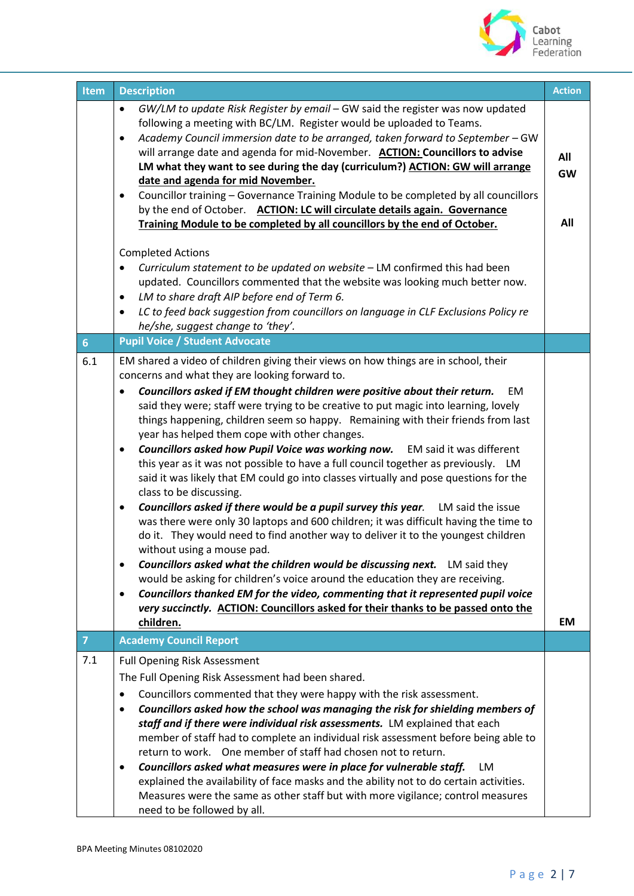| Item | Description | Action |
|---|---|---|
| | • *GW/LM to update Risk Register by email* – GW said the register was now updated following a meeting with BC/LM. Register would be uploaded to Teams.<br>• *Academy Council immersion date to be arranged, taken forward to September* – GW will arrange date and agenda for mid-November. **ACTION: Councillors to advise LM what they want to see during the day (curriculum?) ACTION: GW will arrange date and agenda for mid November.**<br>• Councillor training – Governance Training Module to be completed by all councillors by the end of October. **ACTION: LC will circulate details again. Governance Training Module to be completed by all councillors by the end of October.**<br><br>Completed Actions<br>• *Curriculum statement to be updated on website* – LM confirmed this had been updated. Councillors commented that the website was looking much better now.<br>• *LM to share draft AIP before end of Term 6.*<br>• *LC to feed back suggestion from councillors on language in CLF Exclusions Policy re he/she, suggest change to 'they'.* | **All**<br>**GW**<br><br>**All** |
| **6** | **Pupil Voice / Student Advocate** | |
| 6.1 | EM shared a video of children giving their views on how things are in school, their concerns and what they are looking forward to.<br>• ***Councillors asked if EM thought children were positive about their return.*** EM said they were; staff were trying to be creative to put magic into learning, lovely things happening, children seem so happy. Remaining with their friends from last year has helped them cope with other changes.<br>• ***Councillors asked how Pupil Voice was working now.*** EM said it was different this year as it was not possible to have a full council together as previously. LM said it was likely that EM could go into classes virtually and pose questions for the class to be discussing.<br>• ***Councillors asked if there would be a pupil survey this year.*** LM said the issue was there were only 30 laptops and 600 children; it was difficult having the time to do it. They would need to find another way to deliver it to the youngest children without using a mouse pad.<br>• ***Councillors asked what the children would be discussing next.*** LM said they would be asking for children's voice around the education they are receiving.<br>• ***Councillors thanked EM for the video, commenting that it represented pupil voice very succinctly.*** **ACTION: Councillors asked for their thanks to be passed onto the children.** | **EM** |
| **7** | **Academy Council Report** | |
| 7.1 | Full Opening Risk Assessment<br>The Full Opening Risk Assessment had been shared.<br>• Councillors commented that they were happy with the risk assessment.<br>• ***Councillors asked how the school was managing the risk for shielding members of staff and if there were individual risk assessments.*** LM explained that each member of staff had to complete an individual risk assessment before being able to return to work. One member of staff had chosen not to return.<br>• ***Councillors asked what measures were in place for vulnerable staff.*** LM explained the availability of face masks and the ability not to do certain activities. Measures were the same as other staff but with more vigilance; control measures need to be followed by all. | |

BPA Meeting Minutes 08102020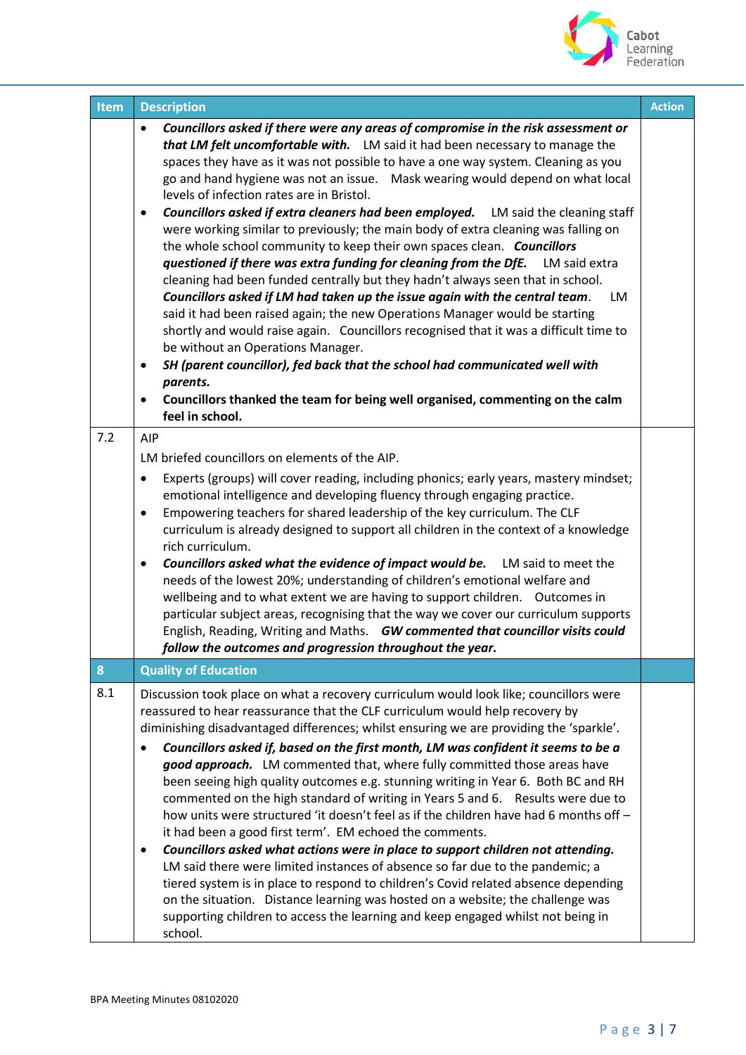| Item | Description | Action |
|---|---|---|
| | • ***Councillors asked if there were any areas of compromise in the risk assessment or that LM felt uncomfortable with.*** LM said it had been necessary to manage the spaces they have as it was not possible to have a one way system. Cleaning as you go and hand hygiene was not an issue. Mask wearing would depend on what local levels of infection rates are in Bristol.<br>• ***Councillors asked if extra cleaners had been employed.*** LM said the cleaning staff were working similar to previously; the main body of extra cleaning was falling on the whole school community to keep their own spaces clean. ***Councillors questioned if there was extra funding for cleaning from the DfE.*** LM said extra cleaning had been funded centrally but they hadn't always seen that in school. ***Councillors asked if LM had taken up the issue again with the central team.*** LM said it had been raised again; the new Operations Manager would be starting shortly and would raise again. Councillors recognised that it was a difficult time to be without an Operations Manager.<br>• ***SH (parent councillor), fed back that the school had communicated well with parents.***<br>• **Councillors thanked the team for being well organised, commenting on the calm feel in school.** | |
| 7.2 | AIP<br>LM briefed councillors on elements of the AIP.<br>• Experts (groups) will cover reading, including phonics; early years, mastery mindset; emotional intelligence and developing fluency through engaging practice.<br>• Empowering teachers for shared leadership of the key curriculum. The CLF curriculum is already designed to support all children in the context of a knowledge rich curriculum.<br>• ***Councillors asked what the evidence of impact would be.*** LM said to meet the needs of the lowest 20%; understanding of children's emotional welfare and wellbeing and to what extent we are having to support children. Outcomes in particular subject areas, recognising that the way we cover our curriculum supports English, Reading, Writing and Maths. ***GW commented that councillor visits could follow the outcomes and progression throughout the year.*** | |
| **8** | **Quality of Education** | |
| 8.1 | Discussion took place on what a recovery curriculum would look like; councillors were reassured to hear reassurance that the CLF curriculum would help recovery by diminishing disadvantaged differences; whilst ensuring we are providing the 'sparkle'.<br>• ***Councillors asked if, based on the first month, LM was confident it seems to be a good approach.*** LM commented that, where fully committed those areas have been seeing high quality outcomes e.g. stunning writing in Year 6. Both BC and RH commented on the high standard of writing in Years 5 and 6. Results were due to how units were structured 'it doesn't feel as if the children have had 6 months off – it had been a good first term'. EM echoed the comments.<br>• ***Councillors asked what actions were in place to support children not attending.*** LM said there were limited instances of absence so far due to the pandemic; a tiered system is in place to respond to children's Covid related absence depending on the situation. Distance learning was hosted on a website; the challenge was supporting children to access the learning and keep engaged whilst not being in school. | |

BPA Meeting Minutes 08102020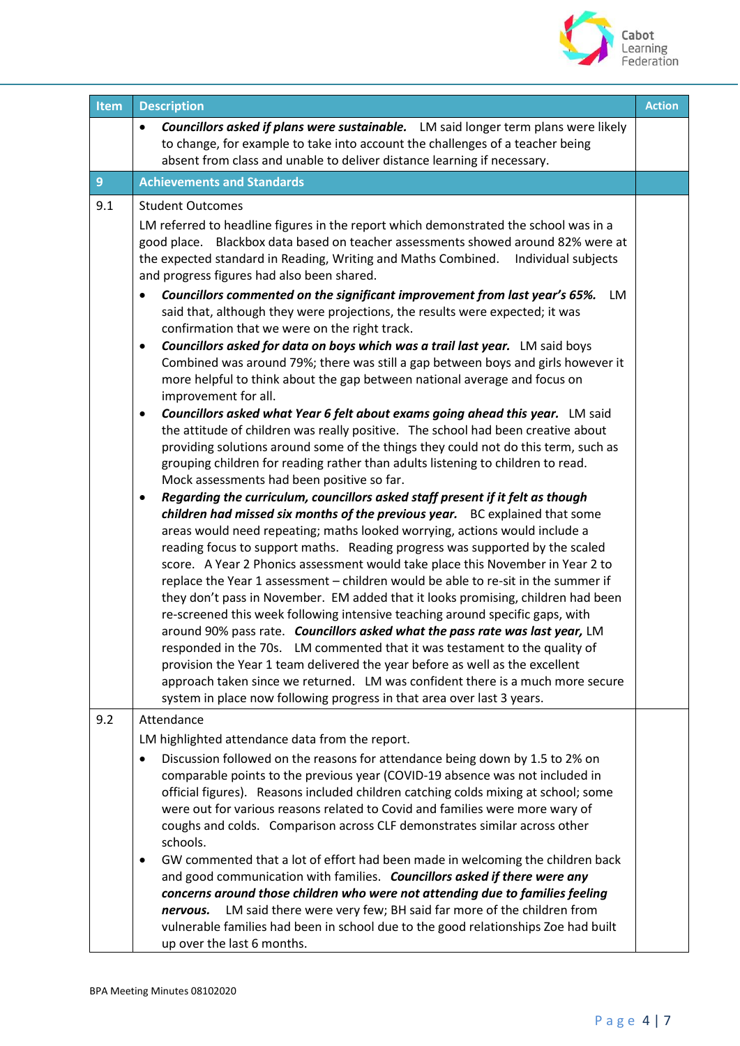| Item | Description | Action |
|---|---|---|
| | • ***Councillors asked if plans were sustainable.*** LM said longer term plans were likely to change, for example to take into account the challenges of a teacher being absent from class and unable to deliver distance learning if necessary. | |
| **9** | **Achievements and Standards** | |
| 9.1 | Student Outcomes<br><br>LM referred to headline figures in the report which demonstrated the school was in a good place. Blackbox data based on teacher assessments showed around 82% were at the expected standard in Reading, Writing and Maths Combined. Individual subjects and progress figures had also been shared.<br><br>• ***Councillors commented on the significant improvement from last year's 65%.*** LM said that, although they were projections, the results were expected; it was confirmation that we were on the right track.<br>• ***Councillors asked for data on boys which was a trail last year.*** LM said boys Combined was around 79%; there was still a gap between boys and girls however it more helpful to think about the gap between national average and focus on improvement for all.<br>• ***Councillors asked what Year 6 felt about exams going ahead this year.*** LM said the attitude of children was really positive. The school had been creative about providing solutions around some of the things they could not do this term, such as grouping children for reading rather than adults listening to children to read. Mock assessments had been positive so far.<br>• ***Regarding the curriculum, councillors asked staff present if it felt as though children had missed six months of the previous year.*** BC explained that some areas would need repeating; maths looked worrying, actions would include a reading focus to support maths. Reading progress was supported by the scaled score. A Year 2 Phonics assessment would take place this November in Year 2 to replace the Year 1 assessment – children would be able to re-sit in the summer if they don't pass in November. EM added that it looks promising, children had been re-screened this week following intensive teaching around specific gaps, with around 90% pass rate. ***Councillors asked what the pass rate was last year,*** LM responded in the 70s. LM commented that it was testament to the quality of provision the Year 1 team delivered the year before as well as the excellent approach taken since we returned. LM was confident there is a much more secure system in place now following progress in that area over last 3 years. | |
| 9.2 | Attendance<br><br>LM highlighted attendance data from the report.<br><br>• Discussion followed on the reasons for attendance being down by 1.5 to 2% on comparable points to the previous year (COVID-19 absence was not included in official figures). Reasons included children catching colds mixing at school; some were out for various reasons related to Covid and families were more wary of coughs and colds. Comparison across CLF demonstrates similar across other schools.<br>• GW commented that a lot of effort had been made in welcoming the children back and good communication with families. ***Councillors asked if there were any concerns around those children who were not attending due to families feeling nervous.*** LM said there were very few; BH said far more of the children from vulnerable families had been in school due to the good relationships Zoe had built up over the last 6 months. | |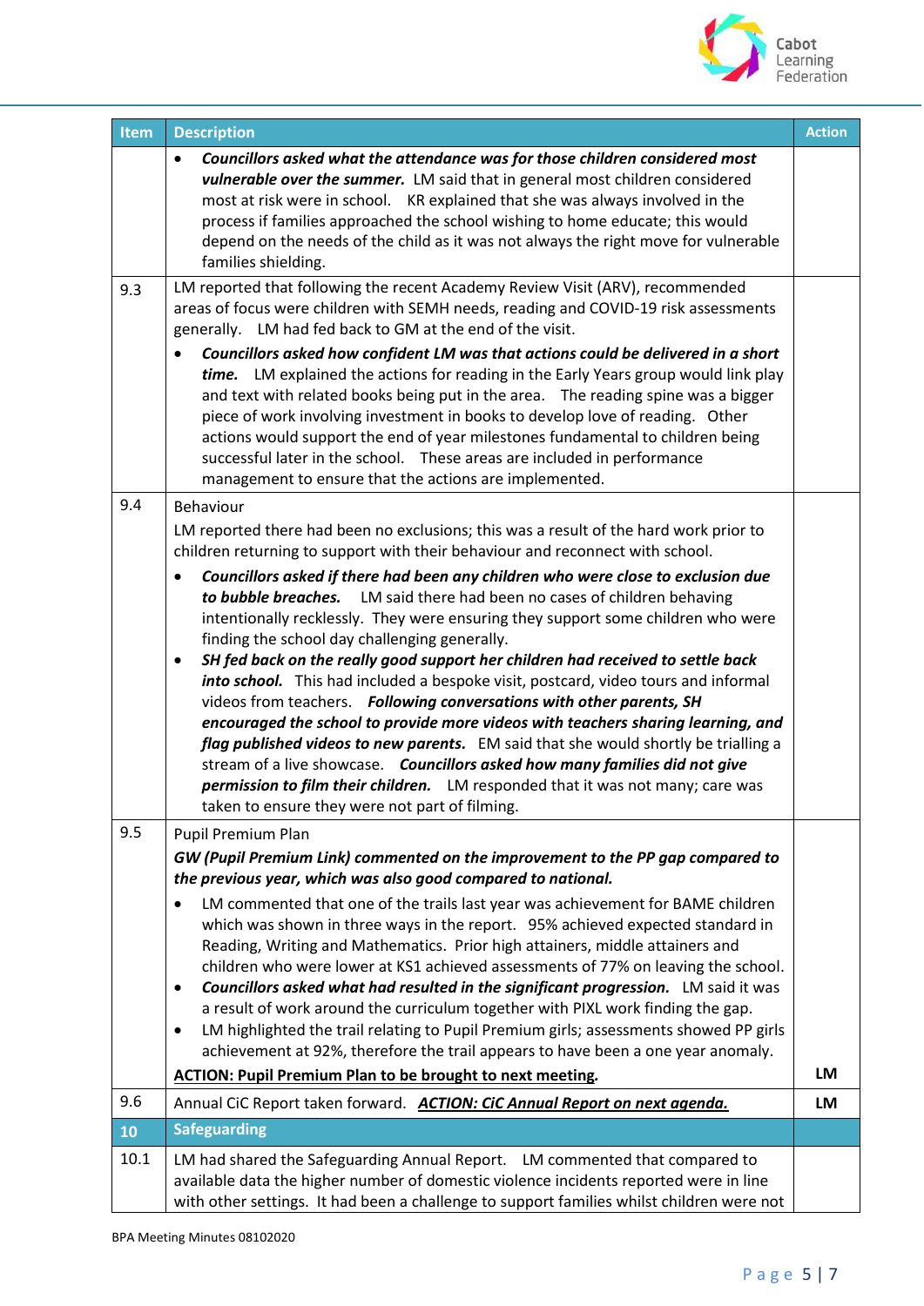| Item | Description | Action |
|---|---|---|
| | • ***Councillors asked what the attendance was for those children considered most vulnerable over the summer.*** LM said that in general most children considered most at risk were in school. KR explained that she was always involved in the process if families approached the school wishing to home educate; this would depend on the needs of the child as it was not always the right move for vulnerable families shielding. | |
| 9.3 | LM reported that following the recent Academy Review Visit (ARV), recommended areas of focus were children with SEMH needs, reading and COVID-19 risk assessments generally. LM had fed back to GM at the end of the visit.<br>• ***Councillors asked how confident LM was that actions could be delivered in a short time.*** LM explained the actions for reading in the Early Years group would link play and text with related books being put in the area. The reading spine was a bigger piece of work involving investment in books to develop love of reading. Other actions would support the end of year milestones fundamental to children being successful later in the school. These areas are included in performance management to ensure that the actions are implemented. | |
| 9.4 | Behaviour<br>LM reported there had been no exclusions; this was a result of the hard work prior to children returning to support with their behaviour and reconnect with school.<br>• ***Councillors asked if there had been any children who were close to exclusion due to bubble breaches.*** LM said there had been no cases of children behaving intentionally recklessly. They were ensuring they support some children who were finding the school day challenging generally.<br>• ***SH fed back on the really good support her children had received to settle back into school.*** This had included a bespoke visit, postcard, video tours and informal videos from teachers. ***Following conversations with other parents, SH encouraged the school to provide more videos with teachers sharing learning, and flag published videos to new parents.*** EM said that she would shortly be trialling a stream of a live showcase. ***Councillors asked how many families did not give permission to film their children.*** LM responded that it was not many; care was taken to ensure they were not part of filming. | |
| 9.5 | Pupil Premium Plan<br>***GW (Pupil Premium Link) commented on the improvement to the PP gap compared to the previous year, which was also good compared to national.***<br>• LM commented that one of the trails last year was achievement for BAME children which was shown in three ways in the report. 95% achieved expected standard in Reading, Writing and Mathematics. Prior high attainers, middle attainers and children who were lower at KS1 achieved assessments of 77% on leaving the school.<br>• ***Councillors asked what had resulted in the significant progression.*** LM said it was a result of work around the curriculum together with PIXL work finding the gap.<br>• LM highlighted the trail relating to Pupil Premium girls; assessments showed PP girls achievement at 92%, therefore the trail appears to have been a one year anomaly.<br>**ACTION: Pupil Premium Plan to be brought to next meeting.** | **LM** |
| 9.6 | Annual CiC Report taken forward. ***ACTION: CiC Annual Report on next agenda.*** | **LM** |
| **10** | **Safeguarding** | |
| 10.1 | LM had shared the Safeguarding Annual Report. LM commented that compared to available data the higher number of domestic violence incidents reported were in line with other settings. It had been a challenge to support families whilst children were not | |

BPA Meeting Minutes 08102020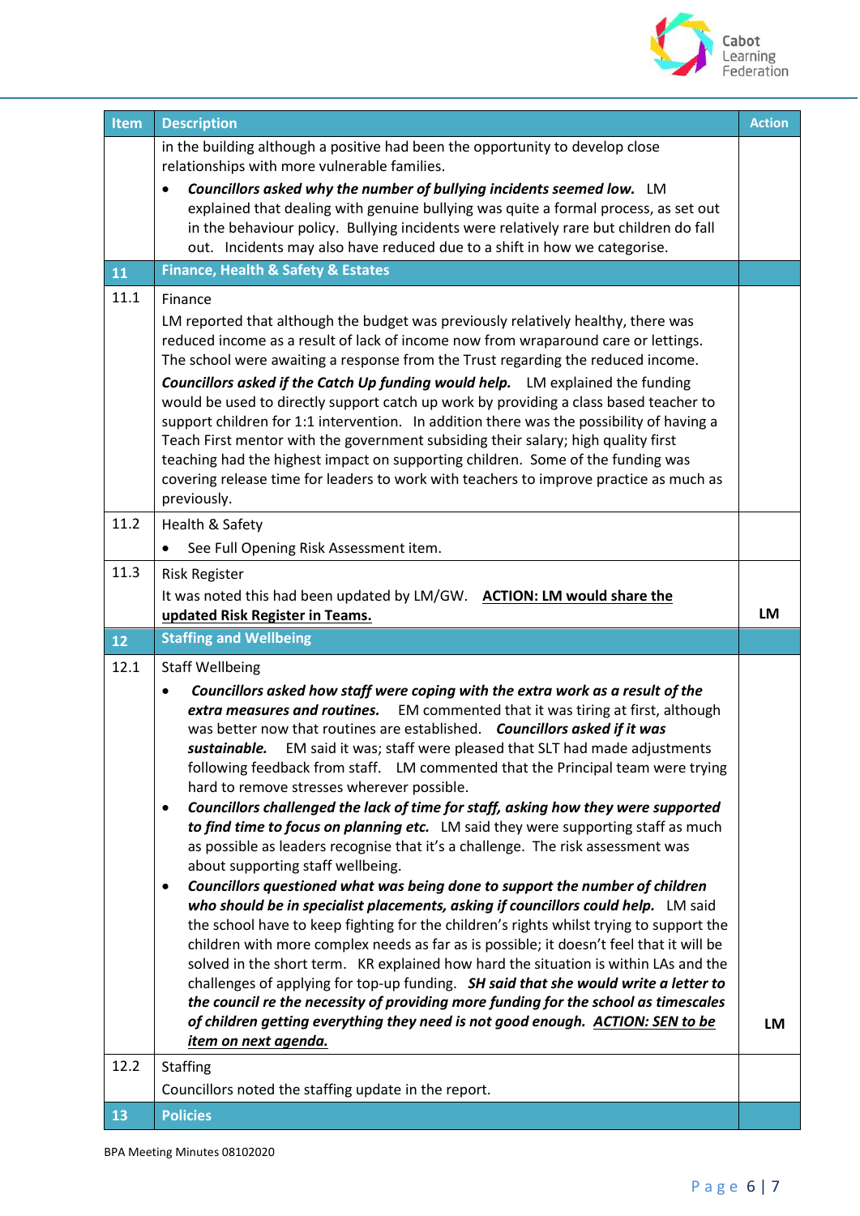| Item | Description | Action |
|---|---|---|
| | in the building although a positive had been the opportunity to develop close relationships with more vulnerable families.<br>• ***Councillors asked why the number of bullying incidents seemed low.*** LM explained that dealing with genuine bullying was quite a formal process, as set out in the behaviour policy. Bullying incidents were relatively rare but children do fall out. Incidents may also have reduced due to a shift in how we categorise. | |
| **11** | **Finance, Health & Safety & Estates** | |
| 11.1 | Finance<br>LM reported that although the budget was previously relatively healthy, there was reduced income as a result of lack of income now from wraparound care or lettings. The school were awaiting a response from the Trust regarding the reduced income.<br>***Councillors asked if the Catch Up funding would help.*** LM explained the funding would be used to directly support catch up work by providing a class based teacher to support children for 1:1 intervention. In addition there was the possibility of having a Teach First mentor with the government subsiding their salary; high quality first teaching had the highest impact on supporting children. Some of the funding was covering release time for leaders to work with teachers to improve practice as much as previously. | |
| 11.2 | Health & Safety<br>• See Full Opening Risk Assessment item. | |
| 11.3 | Risk Register<br>It was noted this had been updated by LM/GW. **ACTION: LM would share the updated Risk Register in Teams.** | **LM** |
| **12** | **Staffing and Wellbeing** | |
| 12.1 | Staff Wellbeing<br>• ***Councillors asked how staff were coping with the extra work as a result of the extra measures and routines.*** EM commented that it was tiring at first, although was better now that routines are established. ***Councillors asked if it was sustainable.*** EM said it was; staff were pleased that SLT had made adjustments following feedback from staff. LM commented that the Principal team were trying hard to remove stresses wherever possible.<br>• ***Councillors challenged the lack of time for staff, asking how they were supported to find time to focus on planning etc.*** LM said they were supporting staff as much as possible as leaders recognise that it's a challenge. The risk assessment was about supporting staff wellbeing.<br>• ***Councillors questioned what was being done to support the number of children who should be in specialist placements, asking if councillors could help.*** LM said the school have to keep fighting for the children's rights whilst trying to support the children with more complex needs as far as is possible; it doesn't feel that it will be solved in the short term. KR explained how hard the situation is within LAs and the challenges of applying for top-up funding. ***SH said that she would write a letter to the council re the necessity of providing more funding for the school as timescales of children getting everything they need is not good enough. ACTION: SEN to be item on next agenda.*** | **LM** |
| 12.2 | Staffing<br>Councillors noted the staffing update in the report. | |
| **13** | **Policies** | |

BPA Meeting Minutes 08102020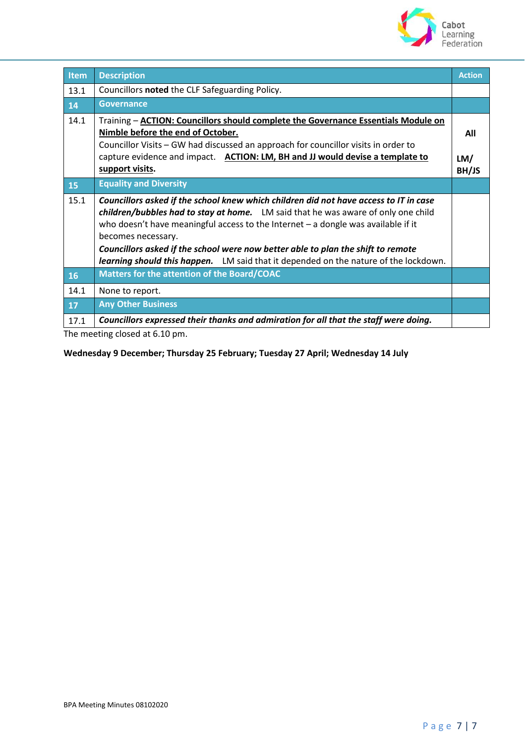| Item | Description | Action |
|---|---|---|
| 13.1 | Councillors **noted** the CLF Safeguarding Policy. | |
| **14** | **Governance** | |
| 14.1 | Training – **ACTION: Councillors should complete the Governance Essentials Module on Nimble before the end of October.** Councillor Visits – GW had discussed an approach for councillor visits in order to capture evidence and impact. **ACTION: LM, BH and JJ would devise a template to support visits.** | **All** **LM/ BH/JS** |
| **15** | **Equality and Diversity** | |
| 15.1 | ***Councillors asked if the school knew which children did not have access to IT in case children/bubbles had to stay at home.*** LM said that he was aware of only one child who doesn't have meaningful access to the Internet – a dongle was available if it becomes necessary. ***Councillors asked if the school were now better able to plan the shift to remote learning should this happen.*** LM said that it depended on the nature of the lockdown. | |
| **16** | **Matters for the attention of the Board/COAC** | |
| 14.1 | None to report. | |
| **17** | **Any Other Business** | |
| 17.1 | ***Councillors expressed their thanks and admiration for all that the staff were doing.*** | |

The meeting closed at 6.10 pm.

**Wednesday 9 December; Thursday 25 February; Tuesday 27 April; Wednesday 14 July**

BPA Meeting Minutes 08102020